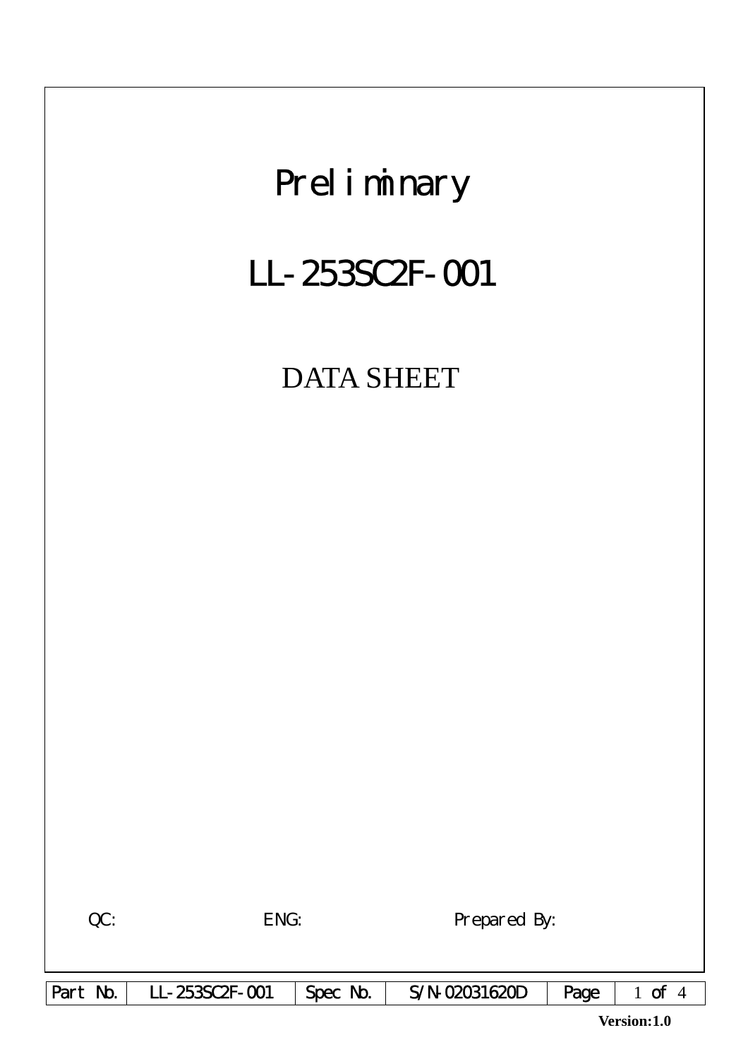# Preliminary

# LL-253SC2F-001

## DATA SHEET

QC: ENG: Prepared By:

| Part No. | LL-253SC2F-001 | Spec No. | S/N-02031620D | Page | 1 of 4 |
|---|---|---|---|---|---|

**Version:1.0**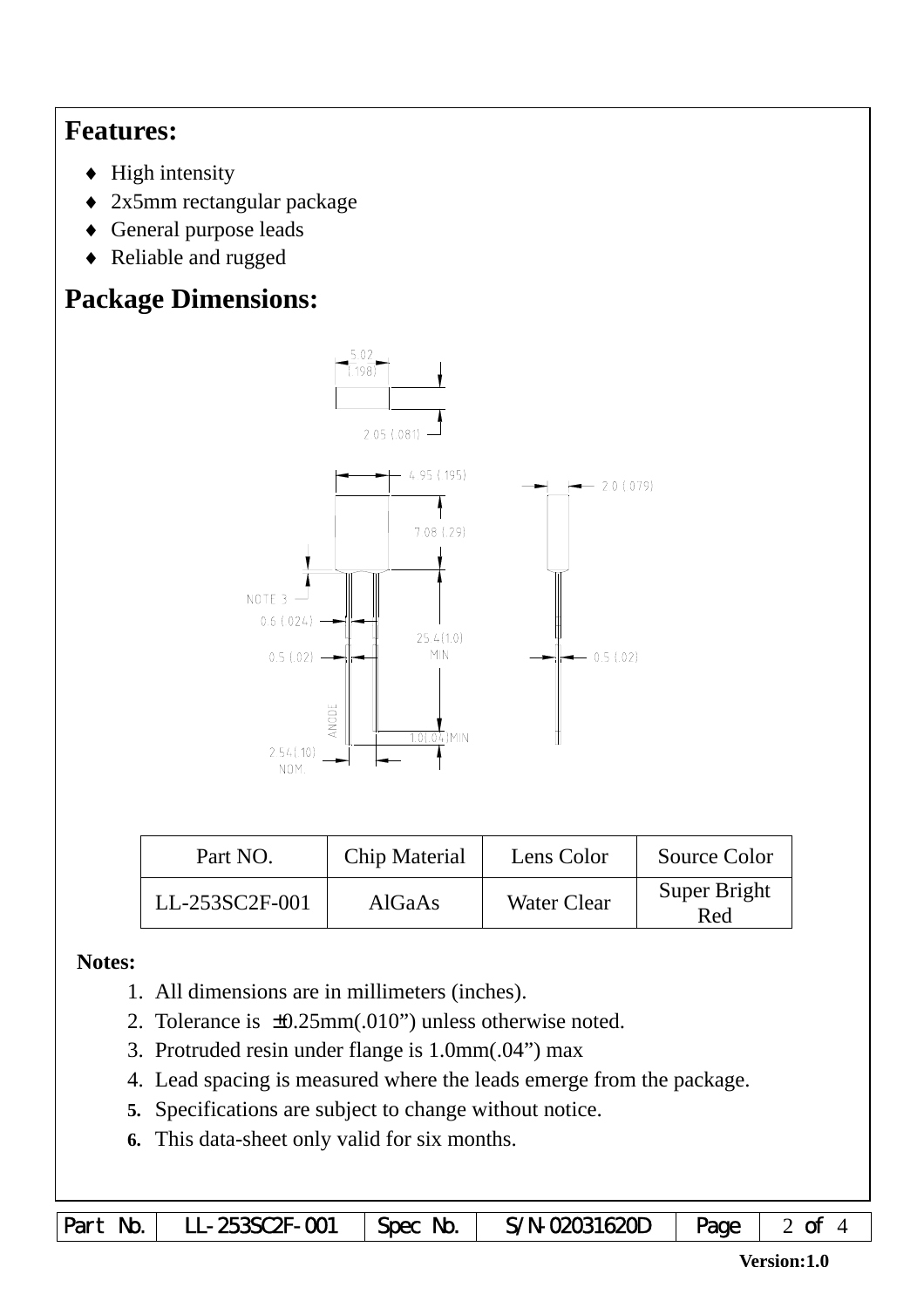## Features:

- High intensity
- 2x5mm rectangular package
- General purpose leads
- Reliable and rugged

## Package Dimensions:

| Part NO. | Chip Material | Lens Color | Source Color |
|---|---|---|---|
| LL-253SC2F-001 | AlGaAs | Water Clear | Super Bright Red |

**Notes:**

1. All dimensions are in millimeters (inches).
2. Tolerance is ±0.25mm(.010") unless otherwise noted.
3. Protruded resin under flange is 1.0mm(.04") max
4. Lead spacing is measured where the leads emerge from the package.
5. Specifications are subject to change without notice.
6. This data-sheet only valid for six months.

| Part No. | LL-253SC2F-001 | Spec No. | S/N-02031620D | Page | 2 of 4 |
|---|---|---|---|---|---|

**Version:1.0**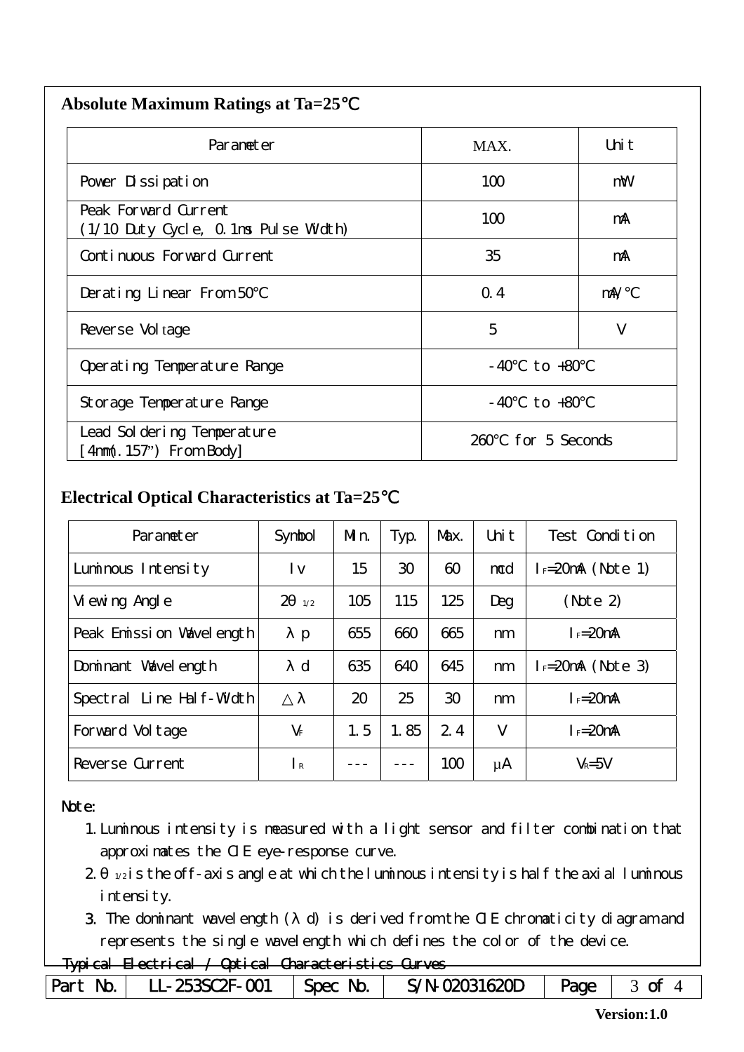## Absolute Maximum Ratings at Ta=25℃

| Parameter | MAX. | Unit |
|---|---|---|
| Power Dissipation | 100 | mW |
| Peak Forward Current (1/10 Duty Cycle, 0.1ms Pulse Width) | 100 | mA |
| Continuous Forward Current | 35 | mA |
| Derating Linear From 50℃ | 0.4 | mA/℃ |
| Reverse Voltage | 5 | V |
| Operating Temperature Range | -40℃ to +80℃ | |
| Storage Temperature Range | -40℃ to +80℃ | |
| Lead Soldering Temperature [4mm(.157") From Body] | 260℃ for 5 Seconds | |

## Electrical Optical Characteristics at Ta=25℃

| Parameter | Symbol | Min. | Typ. | Max. | Unit | Test Condition |
|---|---|---|---|---|---|---|
| Luminous Intensity | Iv | 15 | 30 | 60 | mcd | $I_F$=20mA (Note 1) |
| Viewing Angle | $2\theta_{1/2}$ | 105 | 115 | 125 | Deg | (Note 2) |
| Peak Emission Wavelength | λp | 655 | 660 | 665 | nm | $I_F$=20mA |
| Dominant Wavelength | λd | 635 | 640 | 645 | nm | $I_F$=20mA (Note 3) |
| Spectral Line Half-Width | △λ | 20 | 25 | 30 | nm | $I_F$=20mA |
| Forward Voltage | $V_F$ | 1.5 | 1.85 | 2.4 | V | $I_F$=20mA |
| Reverse Current | $I_R$ | --- | --- | 100 | μA | $V_R$=5V |

Note:

1. Luminous intensity is measured with a light sensor and filter combination that approximates the CIE eye-response curve.
2. $\theta_{1/2}$ is the off-axis angle at which the luminous intensity is half the axial luminous intensity.
3. The dominant wavelength (λd) is derived from the CIE chromaticity diagram and represents the single wavelength which defines the color of the device.

Typical Electrical / Optical Characteristics Curves

| Part No. | LL-253SC2F-001 | Spec No. | S/N-02031620D | Page | 3 of 4 |
|---|---|---|---|---|---|

Version:1.0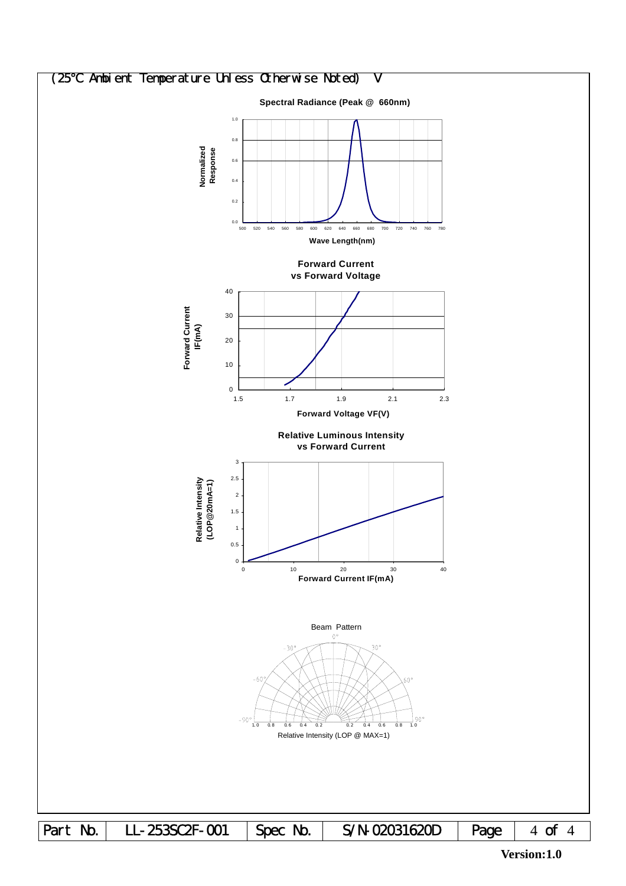(25°C Ambient Temperature Unless Otherwise Noted) V

**Spectral Radiance (Peak @ 660nm)**

Normalized Response

1.0
0.8
0.6
0.4
0.2
0.0

500 520 540 560 580 600 620 640 660 680 700 720 740 760 780

Wave Length(nm)

**Forward Current vs Forward Voltage**

Forward Current IF(mA)

40
30
20
10
0

1.5 1.7 1.9 2.1 2.3

Forward Voltage VF(V)

**Relative Luminous Intensity vs Forward Current**

Relative Intensity (LOP@20mA=1)

3
2.5
2
1.5
1
0.5
0

0 10 20 30 40

Forward Current IF(mA)

Beam Pattern

0°
-30° 30°
-60° 60°
-90° 90°

1.0 0.8 0.6 0.4 0.2 0.2 0.4 0.6 0.8 1.0

Relative Intensity (LOP @ MAX=1)

| Part No. | LL-253SC2F-001 | Spec No. | S/N-02031620D | Page | 4 of 4 |
|---|---|---|---|---|---|

**Version:1.0**